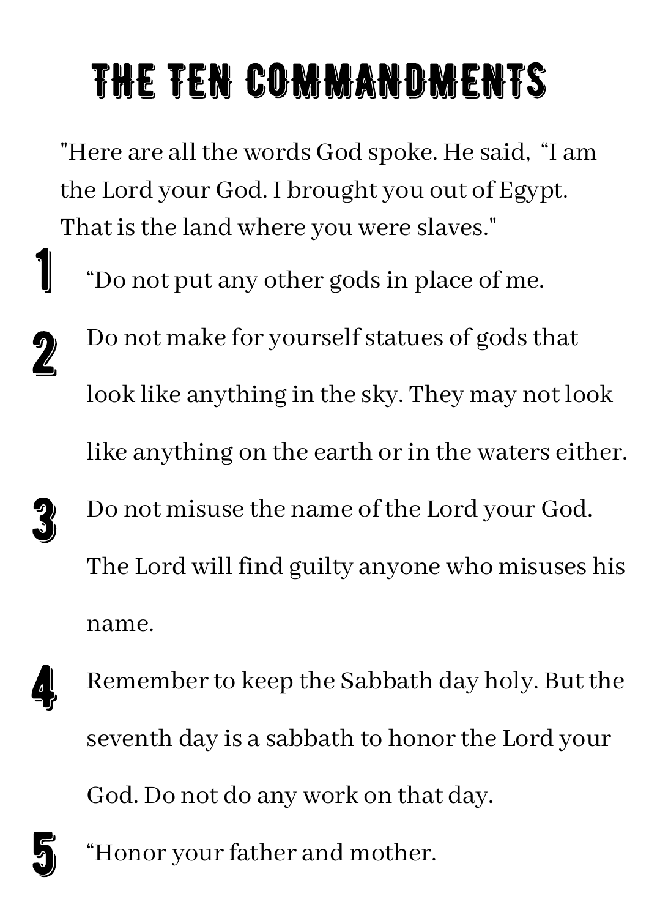# THE TEN COMMANDMENTS

"Here are all the words God spoke. He said, “I am the Lord your God. I brought you out of Egypt. That is the land where you were slaves."

1. “Do not put any other gods in place of me.
2. Do not make for yourself statues of gods that look like anything in the sky. They may not look like anything on the earth or in the waters either.
3. Do not misuse the name of the Lord your God. The Lord will find guilty anyone who misuses his name.
4. Remember to keep the Sabbath day holy. But the seventh day is a sabbath to honor the Lord your God. Do not do any work on that day.
5. “Honor your father and mother.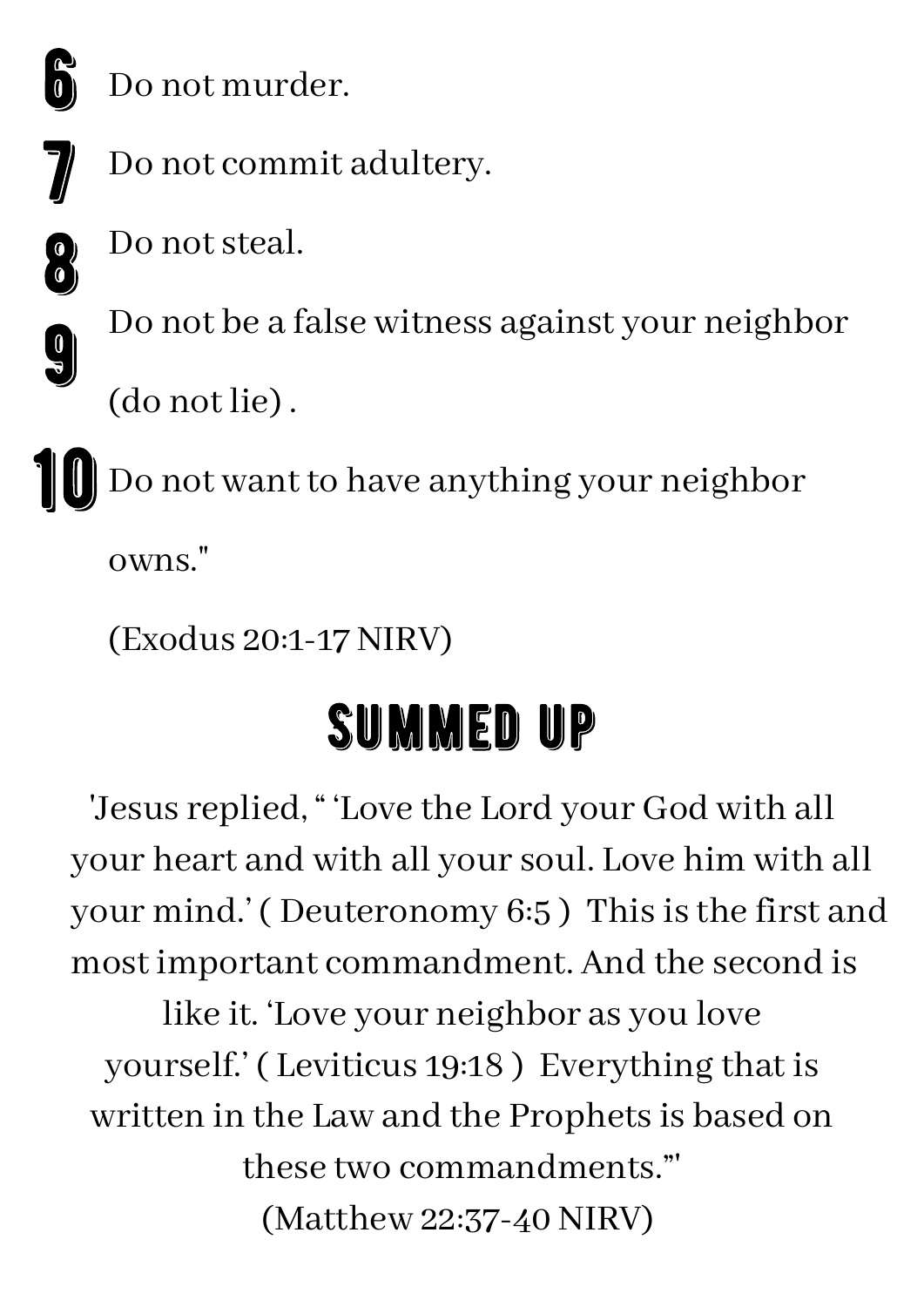6. Do not murder.
7. Do not commit adultery.
8. Do not steal.
9. Do not be a false witness against your neighbor (do not lie) .
10. Do not want to have anything your neighbor owns."

(Exodus 20:1-17 NIRV)

## SUMMED UP

'Jesus replied, " 'Love the Lord your God with all your heart and with all your soul. Love him with all your mind.' ( Deuteronomy 6:5 ) This is the first and most important commandment. And the second is like it. 'Love your neighbor as you love yourself.' ( Leviticus 19:18 ) Everything that is written in the Law and the Prophets is based on these two commandments."'

(Matthew 22:37-40 NIRV)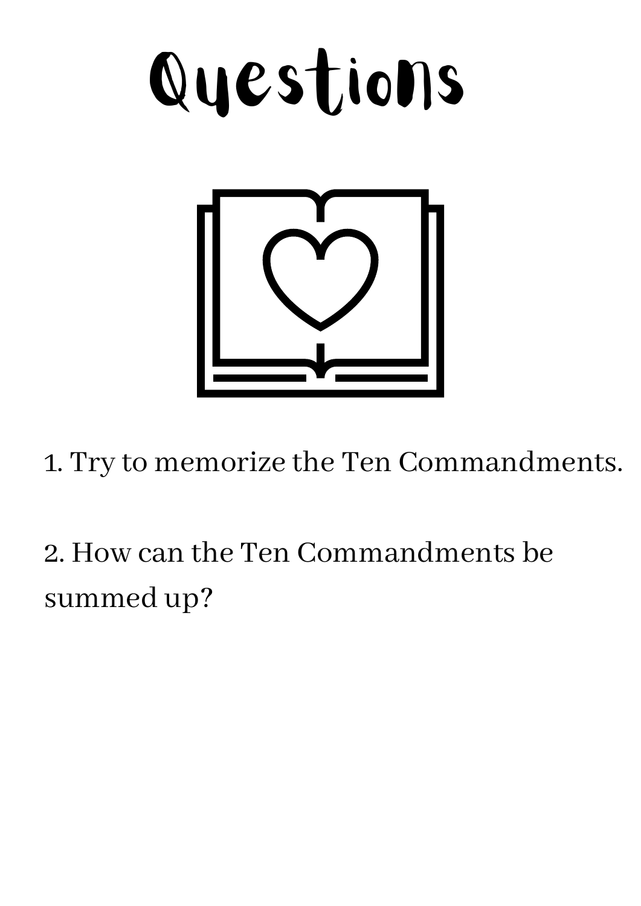# Questions

1. Try to memorize the Ten Commandments.

2. How can the Ten Commandments be summed up?